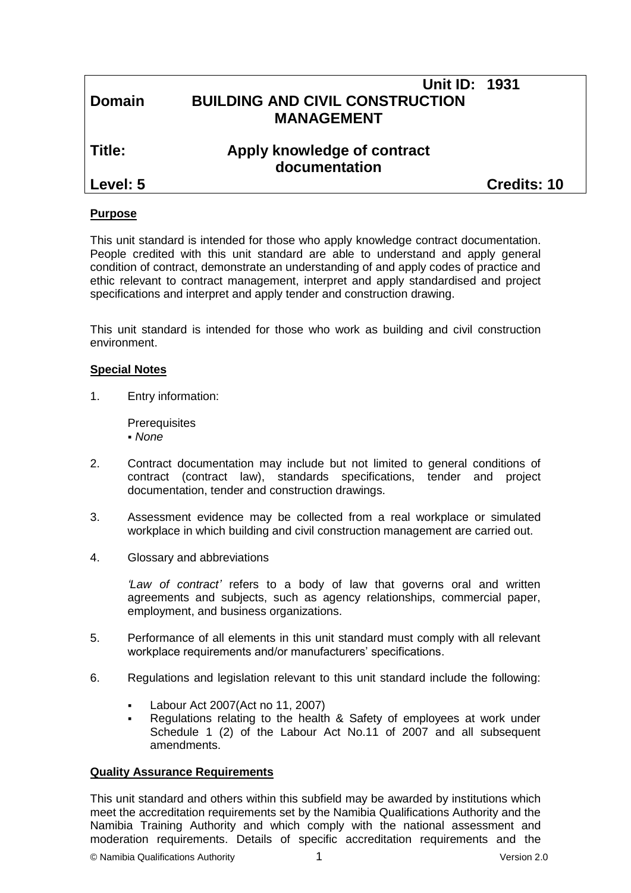| | | |
|---|---|---|
| | | **Unit ID: 1931** |
| **Domain** | **BUILDING AND CIVIL CONSTRUCTION MANAGEMENT** | |
| **Title:** | **Apply knowledge of contract documentation** | |
| **Level: 5** | | **Credits: 10** |

**Purpose**

This unit standard is intended for those who apply knowledge contract documentation. People credited with this unit standard are able to understand and apply general condition of contract, demonstrate an understanding of and apply codes of practice and ethic relevant to contract management, interpret and apply standardised and project specifications and interpret and apply tender and construction drawing.

This unit standard is intended for those who work as building and civil construction environment.

**Special Notes**

1. Entry information:

   Prerequisites
   - *None*

2. Contract documentation may include but not limited to general conditions of contract (contract law), standards specifications, tender and project documentation, tender and construction drawings.

3. Assessment evidence may be collected from a real workplace or simulated workplace in which building and civil construction management are carried out.

4. Glossary and abbreviations

   *'Law of contract'* refers to a body of law that governs oral and written agreements and subjects, such as agency relationships, commercial paper, employment, and business organizations.

5. Performance of all elements in this unit standard must comply with all relevant workplace requirements and/or manufacturers' specifications.

6. Regulations and legislation relevant to this unit standard include the following:

   - Labour Act 2007(Act no 11, 2007)
   - Regulations relating to the health & Safety of employees at work under Schedule 1 (2) of the Labour Act No.11 of 2007 and all subsequent amendments.

**Quality Assurance Requirements**

This unit standard and others within this subfield may be awarded by institutions which meet the accreditation requirements set by the Namibia Qualifications Authority and the Namibia Training Authority and which comply with the national assessment and moderation requirements. Details of specific accreditation requirements and the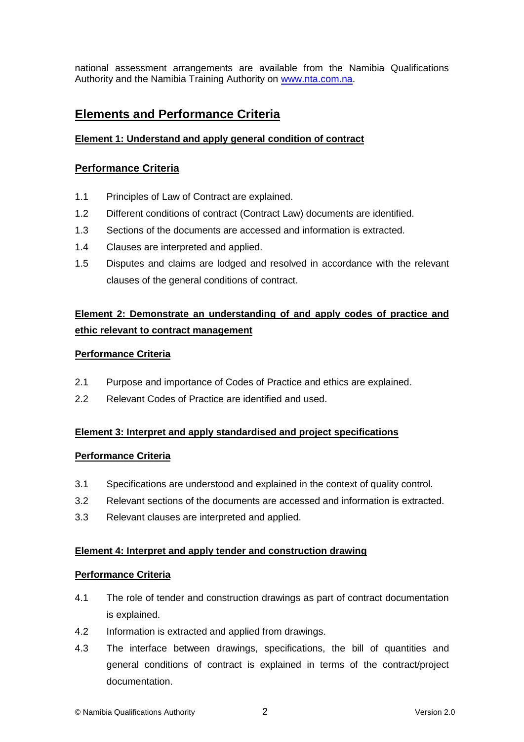national assessment arrangements are available from the Namibia Qualifications Authority and the Namibia Training Authority on [www.nta.com.na](http://www.nta.com.na).

## Elements and Performance Criteria

**Element 1: Understand and apply general condition of contract**

### Performance Criteria

1.1 Principles of Law of Contract are explained.

1.2 Different conditions of contract (Contract Law) documents are identified.

1.3 Sections of the documents are accessed and information is extracted.

1.4 Clauses are interpreted and applied.

1.5 Disputes and claims are lodged and resolved in accordance with the relevant clauses of the general conditions of contract.

**Element 2: Demonstrate an understanding of and apply codes of practice and ethic relevant to contract management**

**Performance Criteria**

2.1 Purpose and importance of Codes of Practice and ethics are explained.

2.2 Relevant Codes of Practice are identified and used.

**Element 3: Interpret and apply standardised and project specifications**

**Performance Criteria**

3.1 Specifications are understood and explained in the context of quality control.

3.2 Relevant sections of the documents are accessed and information is extracted.

3.3 Relevant clauses are interpreted and applied.

**Element 4: Interpret and apply tender and construction drawing**

**Performance Criteria**

4.1 The role of tender and construction drawings as part of contract documentation is explained.

4.2 Information is extracted and applied from drawings.

4.3 The interface between drawings, specifications, the bill of quantities and general conditions of contract is explained in terms of the contract/project documentation.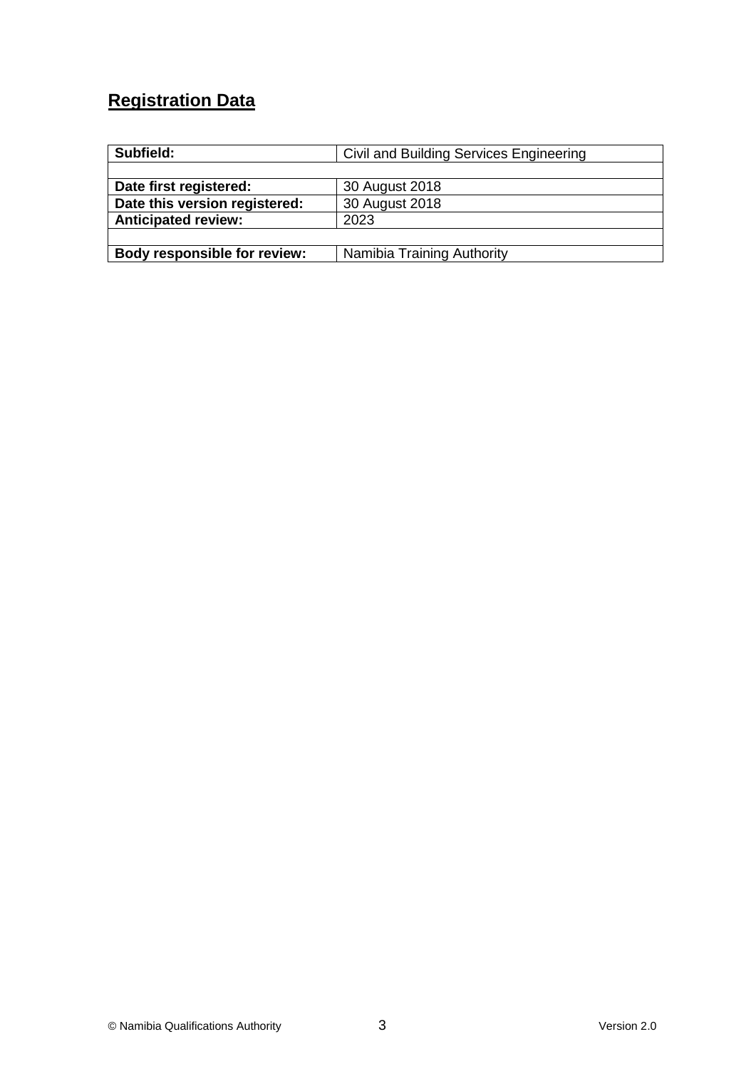## Registration Data

| | |
|---|---|
| **Subfield:** | Civil and Building Services Engineering |
| | |
| **Date first registered:** | 30 August 2018 |
| **Date this version registered:** | 30 August 2018 |
| **Anticipated review:** | 2023 |
| | |
| **Body responsible for review:** | Namibia Training Authority |